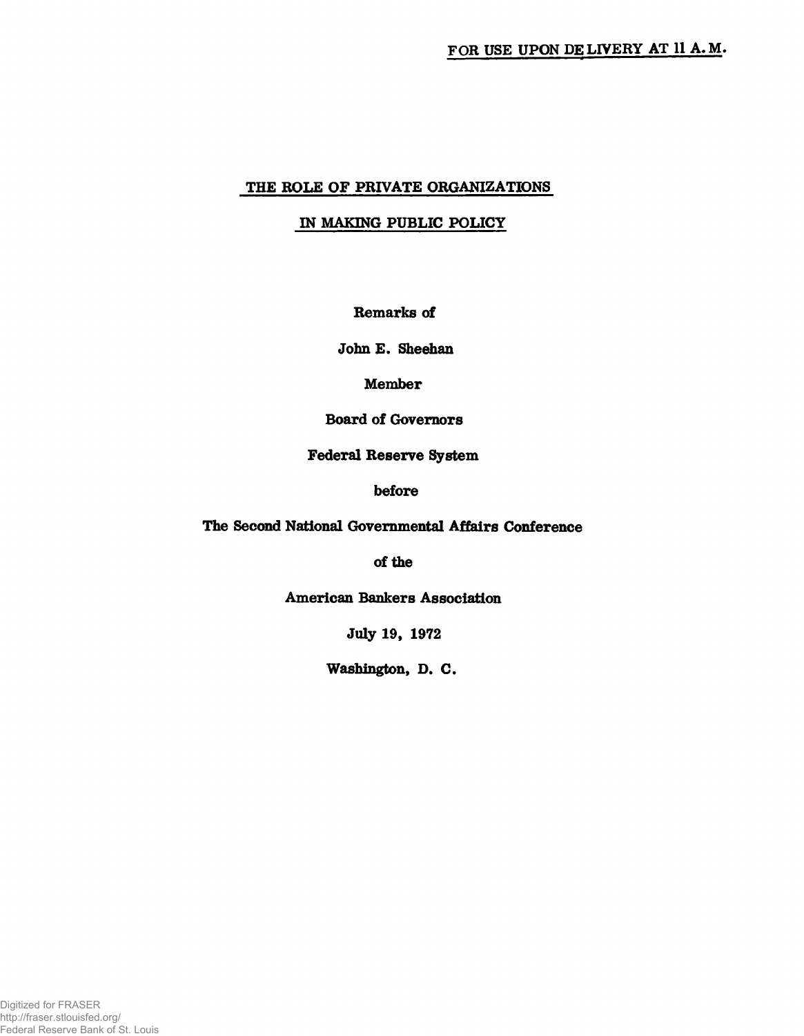FOR USE UPON DELIVERY AT 11 A.M.

# THE ROLE OF PRIVATE ORGANIZATIONS IN MAKING PUBLIC POLICY

Remarks of

John E. Sheehan

Member

Board of Governors

Federal Reserve System

before

The Second National Governmental Affairs Conference

of the

American Bankers Association

July 19, 1972

Washington, D. C.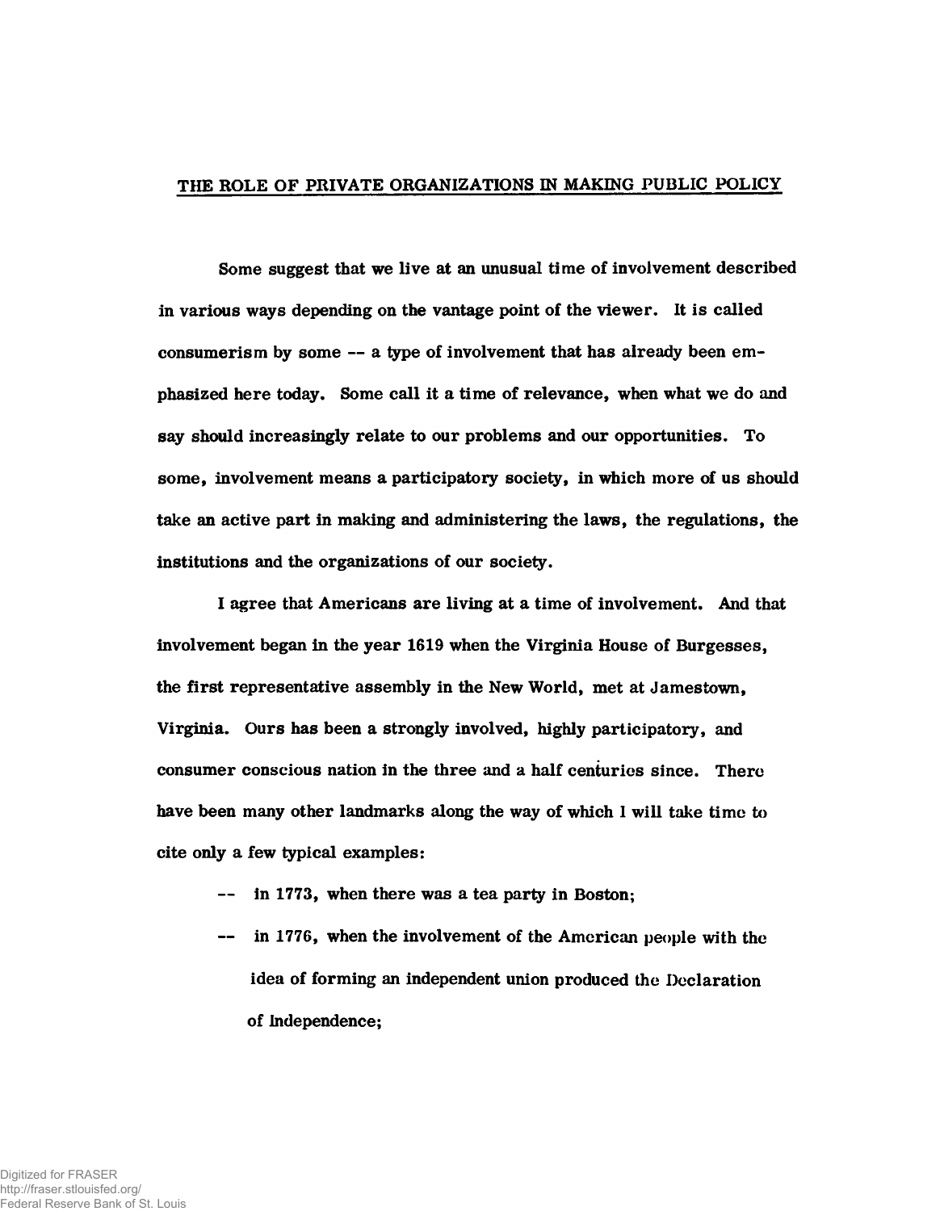## THE ROLE OF PRIVATE ORGANIZATIONS IN MAKING PUBLIC POLICY

Some suggest that we live at an unusual time of involvement described in various ways depending on the vantage point of the viewer. It is called consumerism by some -- a type of involvement that has already been emphasized here today. Some call it a time of relevance, when what we do and say should increasingly relate to our problems and our opportunities. To some, involvement means a participatory society, in which more of us should take an active part in making and administering the laws, the regulations, the institutions and the organizations of our society.

I agree that Americans are living at a time of involvement. And that involvement began in the year 1619 when the Virginia House of Burgesses, the first representative assembly in the New World, met at Jamestown, Virginia. Ours has been a strongly involved, highly participatory, and consumer conscious nation in the three and a half centuries since. There have been many other landmarks along the way of which I will take time to cite only a few typical examples:

- -- in 1773, when there was a tea party in Boston;
- -- in 1776, when the involvement of the American people with the idea of forming an independent union produced the Declaration of Independence;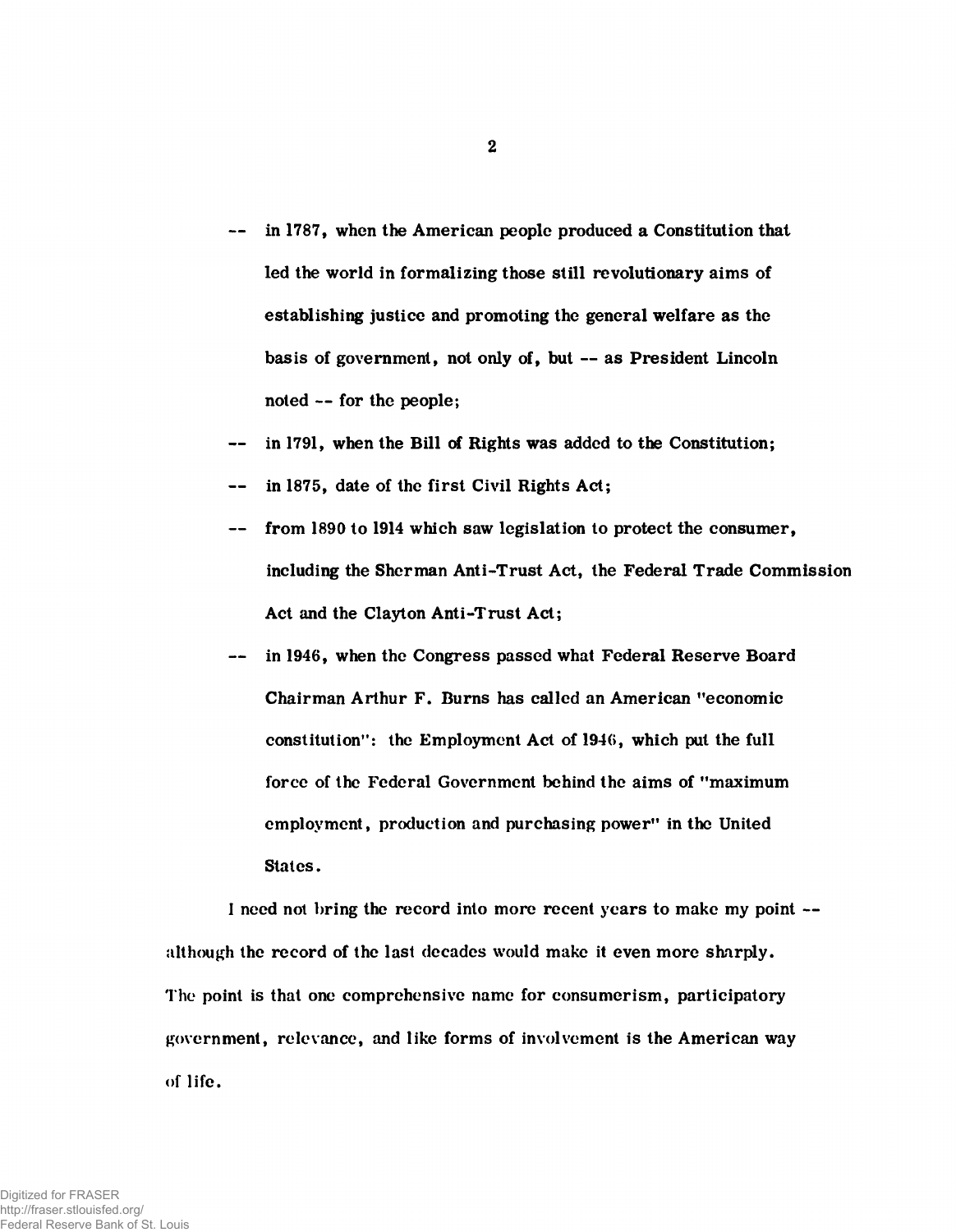-- in 1787, when the American people produced a Constitution that led the world in formalizing those still revolutionary aims of establishing justice and promoting the general welfare as the basis of government, not only of, but -- as President Lincoln noted -- for the people;

-- in 1791, when the Bill of Rights was added to the Constitution;

-- in 1875, date of the first Civil Rights Act;

-- from 1890 to 1914 which saw legislation to protect the consumer, including the Sherman Anti-Trust Act, the Federal Trade Commission Act and the Clayton Anti-Trust Act;

-- in 1946, when the Congress passed what Federal Reserve Board Chairman Arthur F. Burns has called an American "economic constitution": the Employment Act of 1946, which put the full force of the Federal Government behind the aims of "maximum employment, production and purchasing power" in the United States.

I need not bring the record into more recent years to make my point -- although the record of the last decades would make it even more sharply. The point is that one comprehensive name for consumerism, participatory government, relevance, and like forms of involvement is the American way of life.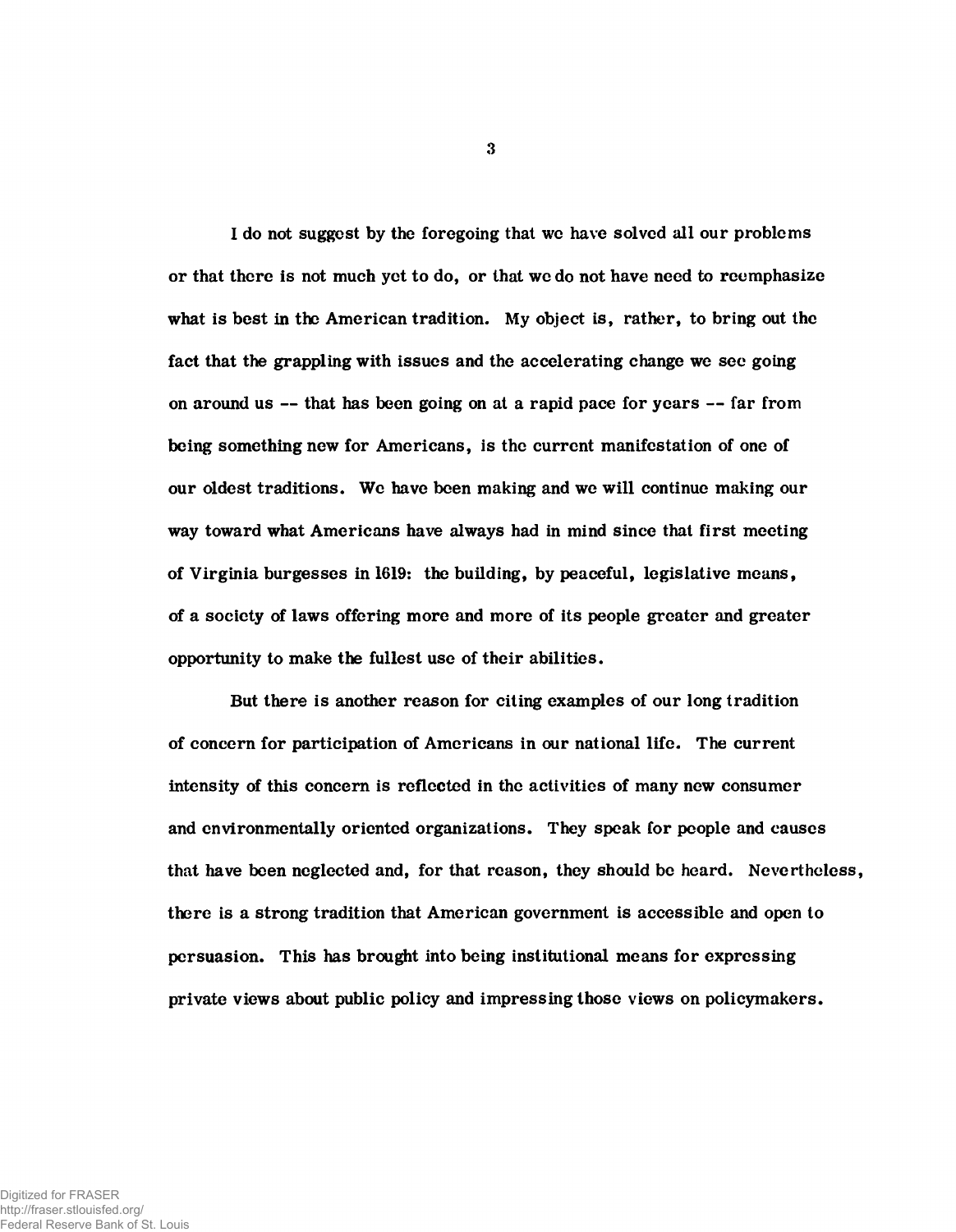I do not suggest by the foregoing that we have solved all our problems or that there is not much yet to do, or that we do not have need to reemphasize what is best in the American tradition. My object is, rather, to bring out the fact that the grappling with issues and the accelerating change we see going on around us -- that has been going on at a rapid pace for years -- far from being something new for Americans, is the current manifestation of one of our oldest traditions. We have been making and we will continue making our way toward what Americans have always had in mind since that first meeting of Virginia burgesses in 1619: the building, by peaceful, legislative means, of a society of laws offering more and more of its people greater and greater opportunity to make the fullest use of their abilities.

But there is another reason for citing examples of our long tradition of concern for participation of Americans in our national life. The current intensity of this concern is reflected in the activities of many new consumer and environmentally oriented organizations. They speak for people and causes that have been neglected and, for that reason, they should be heard. Nevertheless, there is a strong tradition that American government is accessible and open to persuasion. This has brought into being institutional means for expressing private views about public policy and impressing those views on policymakers.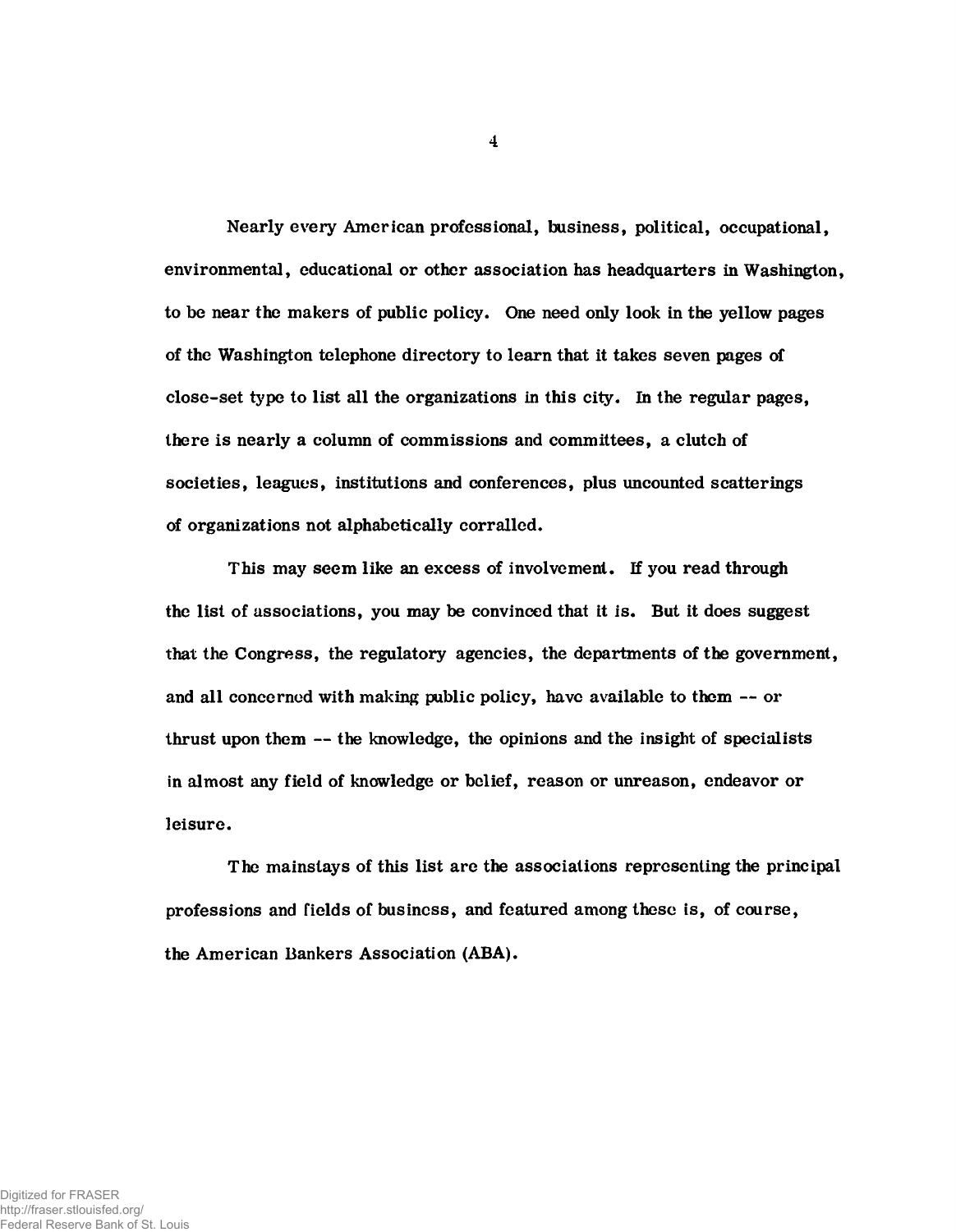Nearly every American professional, business, political, occupational, environmental, educational or other association has headquarters in Washington, to be near the makers of public policy. One need only look in the yellow pages of the Washington telephone directory to learn that it takes seven pages of close-set type to list all the organizations in this city. In the regular pages, there is nearly a column of commissions and committees, a clutch of societies, leagues, institutions and conferences, plus uncounted scatterings of organizations not alphabetically corralled.

This may seem like an excess of involvement. If you read through the list of associations, you may be convinced that it is. But it does suggest that the Congress, the regulatory agencies, the departments of the government, and all concerned with making public policy, have available to them -- or thrust upon them -- the knowledge, the opinions and the insight of specialists in almost any field of knowledge or belief, reason or unreason, endeavor or leisure.

The mainstays of this list are the associations representing the principal professions and fields of business, and featured among these is, of course, the American Bankers Association (ABA).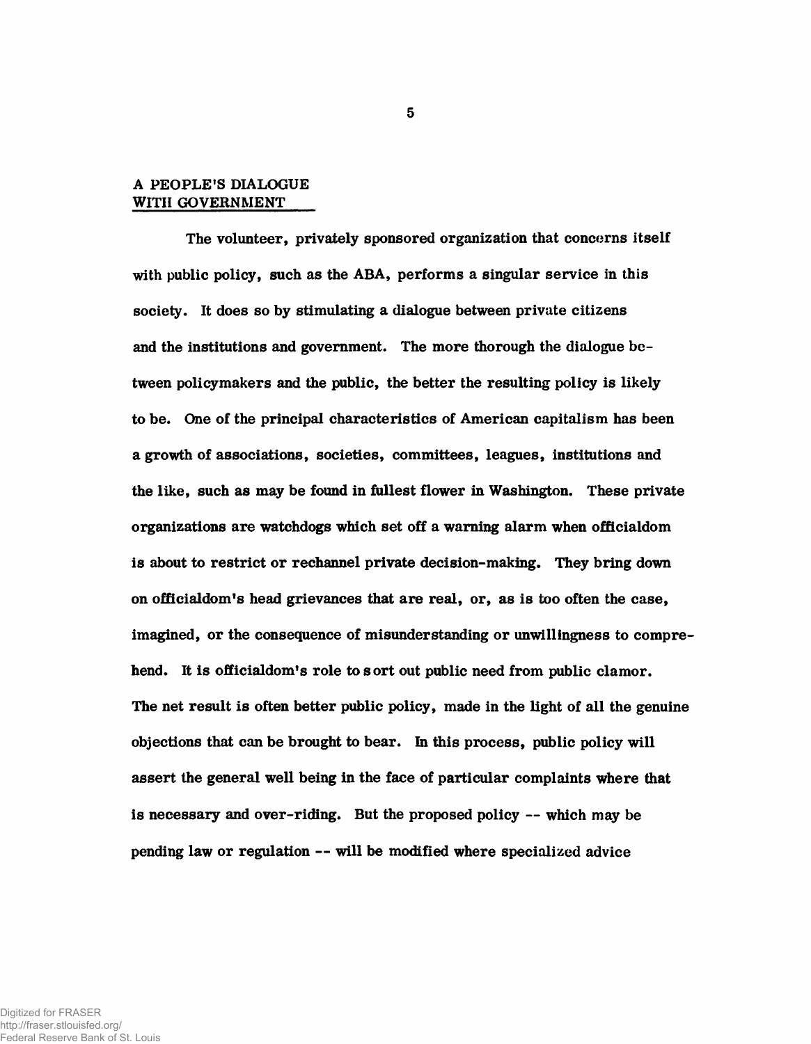## A PEOPLE'S DIALOGUE WITH GOVERNMENT

The volunteer, privately sponsored organization that concerns itself with public policy, such as the ABA, performs a singular service in this society. It does so by stimulating a dialogue between private citizens and the institutions and government. The more thorough the dialogue between policymakers and the public, the better the resulting policy is likely to be. One of the principal characteristics of American capitalism has been a growth of associations, societies, committees, leagues, institutions and the like, such as may be found in fullest flower in Washington. These private organizations are watchdogs which set off a warning alarm when officialdom is about to restrict or rechannel private decision-making. They bring down on officialdom's head grievances that are real, or, as is too often the case, imagined, or the consequence of misunderstanding or unwillingness to comprehend. It is officialdom's role to sort out public need from public clamor. The net result is often better public policy, made in the light of all the genuine objections that can be brought to bear. In this process, public policy will assert the general well being in the face of particular complaints where that is necessary and over-riding. But the proposed policy -- which may be pending law or regulation -- will be modified where specialized advice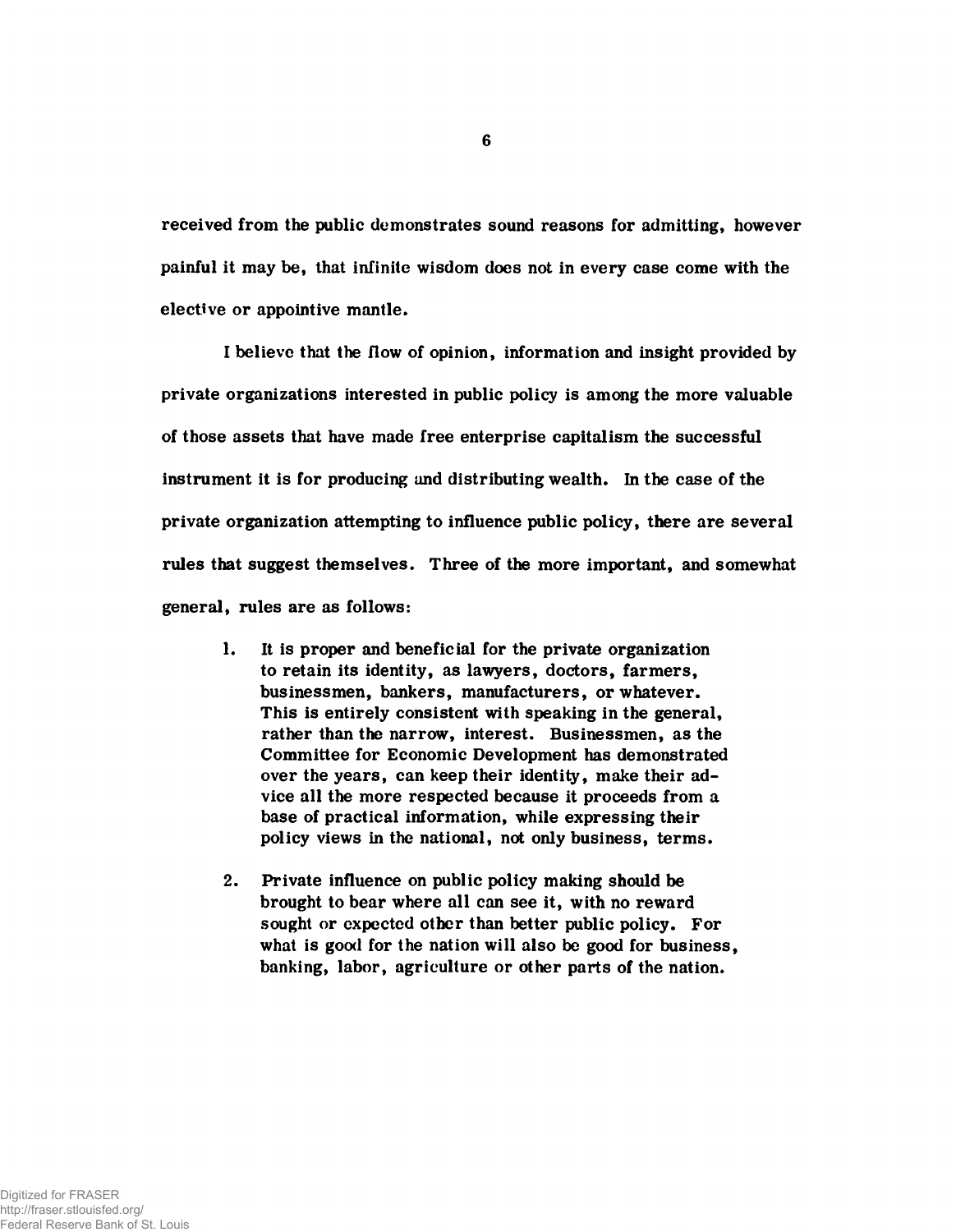received from the public demonstrates sound reasons for admitting, however painful it may be, that infinite wisdom does not in every case come with the elective or appointive mantle.

I believe that the flow of opinion, information and insight provided by private organizations interested in public policy is among the more valuable of those assets that have made free enterprise capitalism the successful instrument it is for producing and distributing wealth. In the case of the private organization attempting to influence public policy, there are several rules that suggest themselves. Three of the more important, and somewhat general, rules are as follows:

1. It is proper and beneficial for the private organization to retain its identity, as lawyers, doctors, farmers, businessmen, bankers, manufacturers, or whatever. This is entirely consistent with speaking in the general, rather than the narrow, interest. Businessmen, as the Committee for Economic Development has demonstrated over the years, can keep their identity, make their advice all the more respected because it proceeds from a base of practical information, while expressing their policy views in the national, not only business, terms.

2. Private influence on public policy making should be brought to bear where all can see it, with no reward sought or expected other than better public policy. For what is good for the nation will also be good for business, banking, labor, agriculture or other parts of the nation.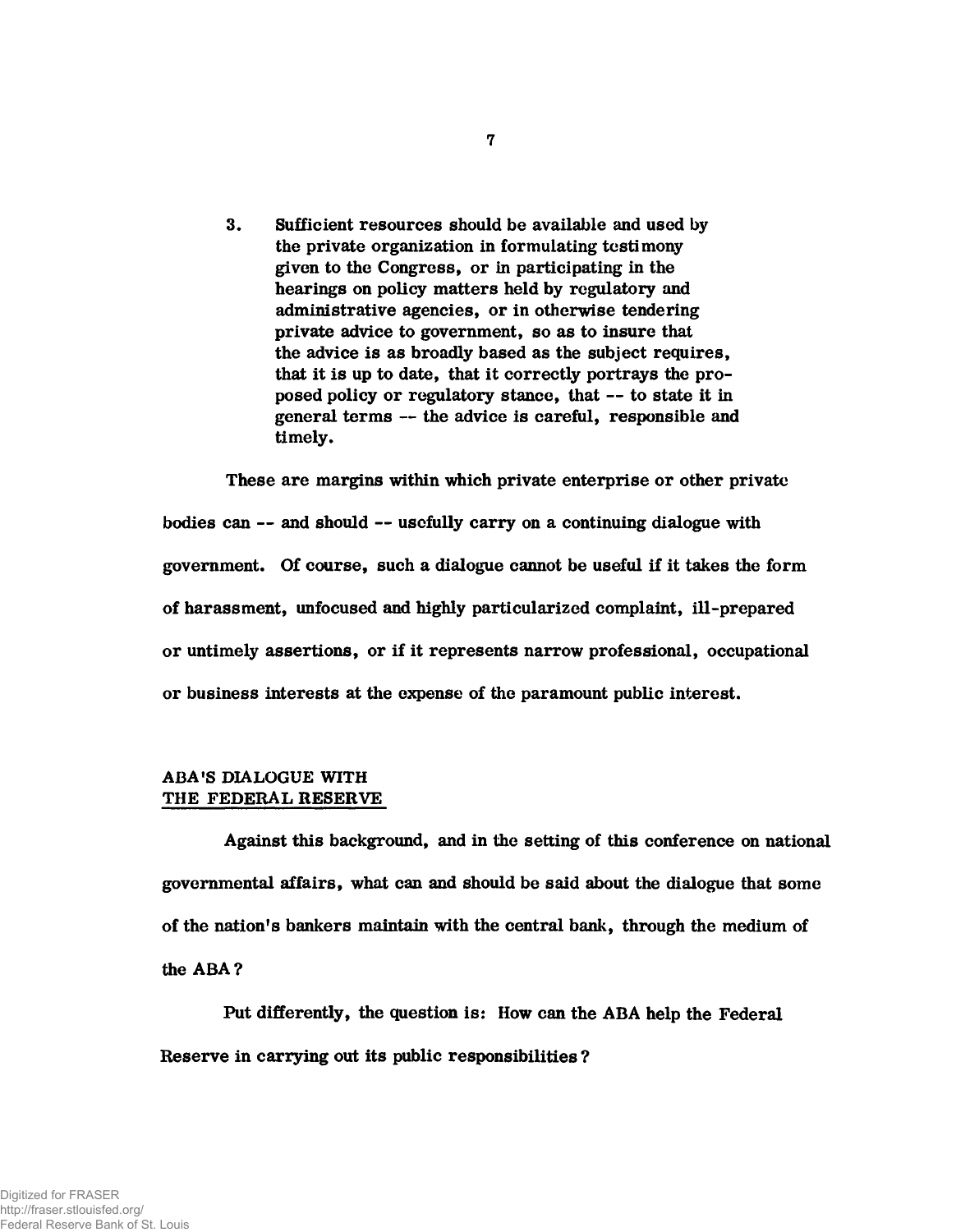3. Sufficient resources should be available and used by the private organization in formulating testimony given to the Congress, or in participating in the hearings on policy matters held by regulatory and administrative agencies, or in otherwise tendering private advice to government, so as to insure that the advice is as broadly based as the subject requires, that it is up to date, that it correctly portrays the proposed policy or regulatory stance, that -- to state it in general terms -- the advice is careful, responsible and timely.

These are margins within which private enterprise or other private bodies can -- and should -- usefully carry on a continuing dialogue with government. Of course, such a dialogue cannot be useful if it takes the form of harassment, unfocused and highly particularized complaint, ill-prepared or untimely assertions, or if it represents narrow professional, occupational or business interests at the expense of the paramount public interest.

## ABA'S DIALOGUE WITH THE FEDERAL RESERVE

Against this background, and in the setting of this conference on national governmental affairs, what can and should be said about the dialogue that some of the nation's bankers maintain with the central bank, through the medium of the ABA?

Put differently, the question is: How can the ABA help the Federal Reserve in carrying out its public responsibilities?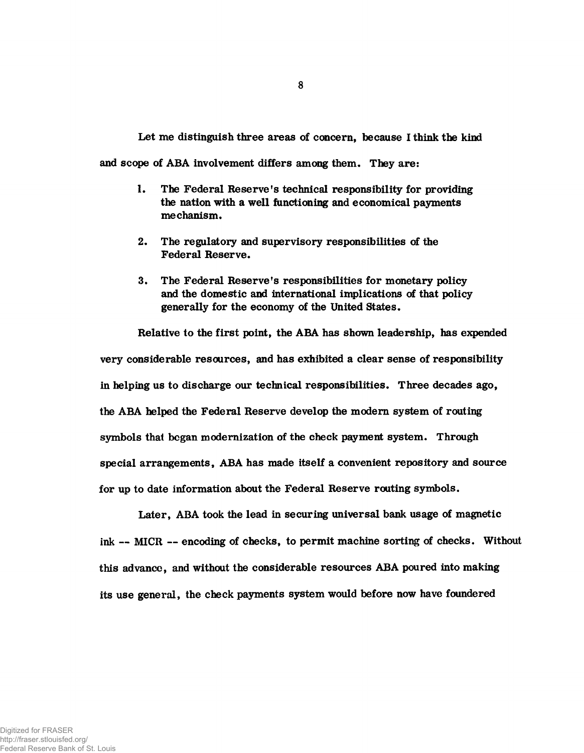Let me distinguish three areas of concern, because I think the kind and scope of ABA involvement differs among them. They are:

1. The Federal Reserve's technical responsibility for providing the nation with a well functioning and economical payments mechanism.

2. The regulatory and supervisory responsibilities of the Federal Reserve.

3. The Federal Reserve's responsibilities for monetary policy and the domestic and international implications of that policy generally for the economy of the United States.

Relative to the first point, the ABA has shown leadership, has expended very considerable resources, and has exhibited a clear sense of responsibility in helping us to discharge our technical responsibilities. Three decades ago, the ABA helped the Federal Reserve develop the modern system of routing symbols that began modernization of the check payment system. Through special arrangements, ABA has made itself a convenient repository and source for up to date information about the Federal Reserve routing symbols.

Later, ABA took the lead in securing universal bank usage of magnetic ink -- MICR -- encoding of checks, to permit machine sorting of checks. Without this advance, and without the considerable resources ABA poured into making its use general, the check payments system would before now have foundered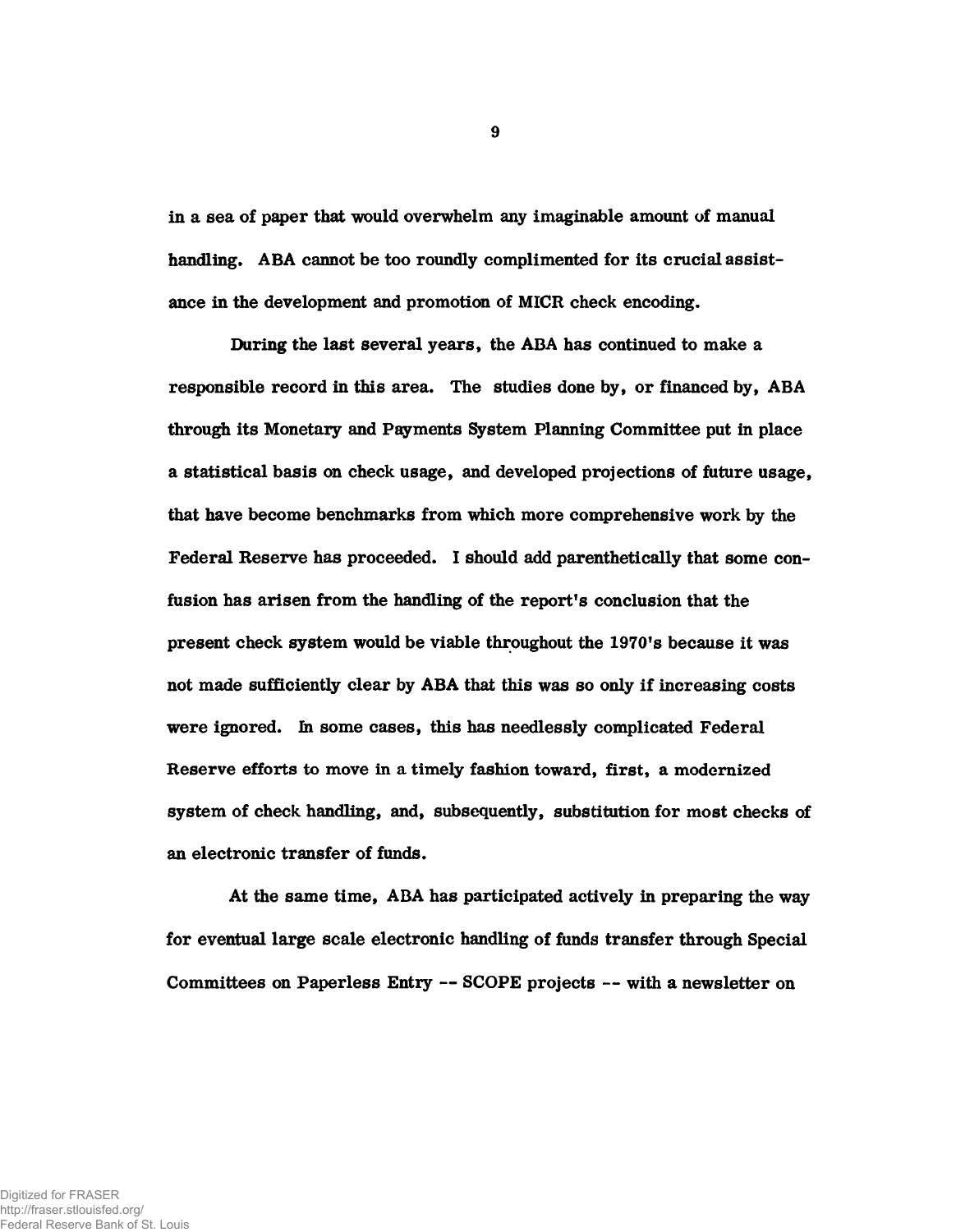in a sea of paper that would overwhelm any imaginable amount of manual handling. ABA cannot be too roundly complimented for its crucial assistance in the development and promotion of MICR check encoding.

During the last several years, the ABA has continued to make a responsible record in this area. The studies done by, or financed by, ABA through its Monetary and Payments System Planning Committee put in place a statistical basis on check usage, and developed projections of future usage, that have become benchmarks from which more comprehensive work by the Federal Reserve has proceeded. I should add parenthetically that some confusion has arisen from the handling of the report's conclusion that the present check system would be viable throughout the 1970's because it was not made sufficiently clear by ABA that this was so only if increasing costs were ignored. In some cases, this has needlessly complicated Federal Reserve efforts to move in a timely fashion toward, first, a modernized system of check handling, and, subsequently, substitution for most checks of an electronic transfer of funds.

At the same time, ABA has participated actively in preparing the way for eventual large scale electronic handling of funds transfer through Special Committees on Paperless Entry -- SCOPE projects -- with a newsletter on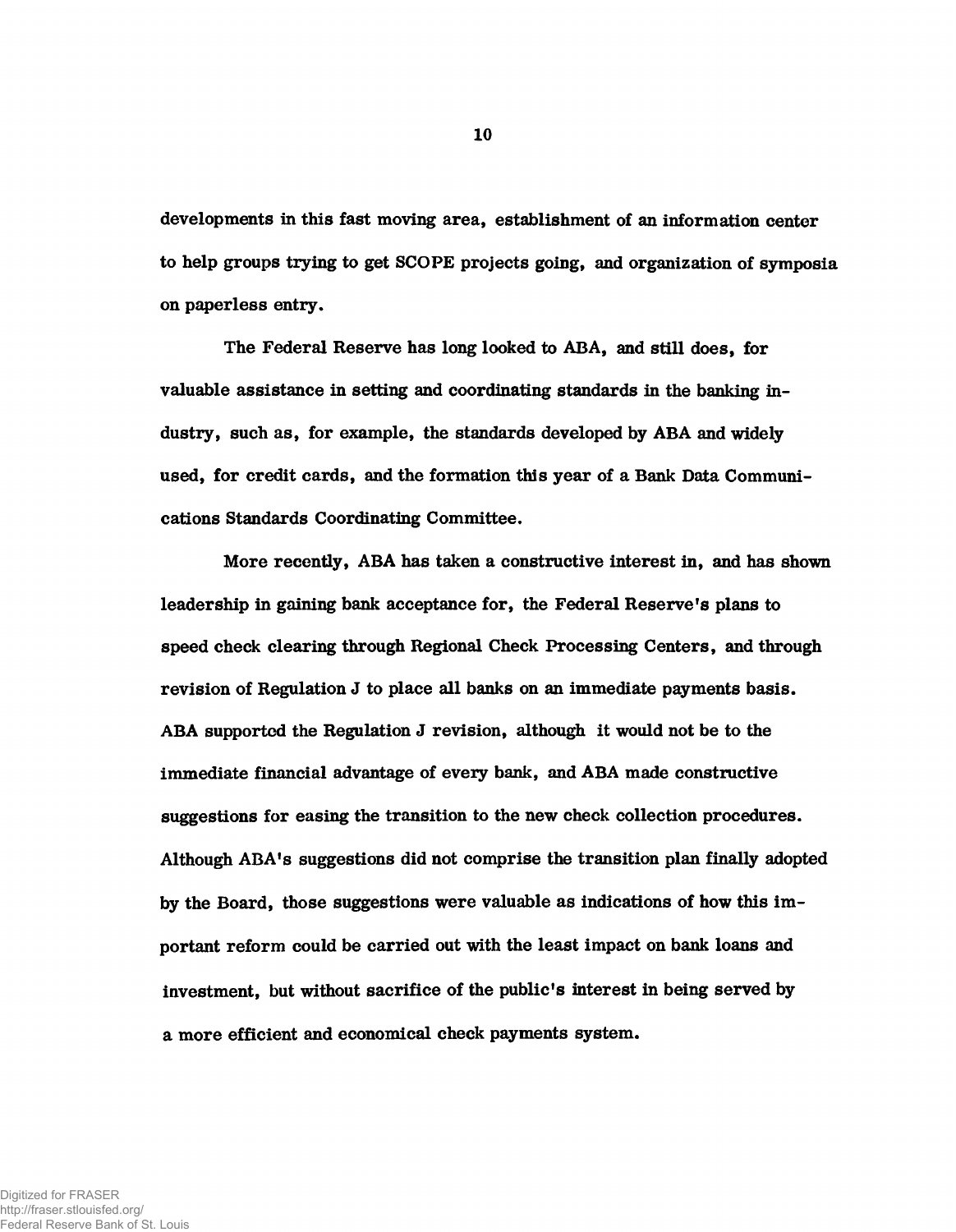developments in this fast moving area, establishment of an information center to help groups trying to get SCOPE projects going, and organization of symposia on paperless entry.

The Federal Reserve has long looked to ABA, and still does, for valuable assistance in setting and coordinating standards in the banking industry, such as, for example, the standards developed by ABA and widely used, for credit cards, and the formation this year of a Bank Data Communications Standards Coordinating Committee.

More recently, ABA has taken a constructive interest in, and has shown leadership in gaining bank acceptance for, the Federal Reserve's plans to speed check clearing through Regional Check Processing Centers, and through revision of Regulation J to place all banks on an immediate payments basis. ABA supported the Regulation J revision, although it would not be to the immediate financial advantage of every bank, and ABA made constructive suggestions for easing the transition to the new check collection procedures. Although ABA's suggestions did not comprise the transition plan finally adopted by the Board, those suggestions were valuable as indications of how this important reform could be carried out with the least impact on bank loans and investment, but without sacrifice of the public's interest in being served by a more efficient and economical check payments system.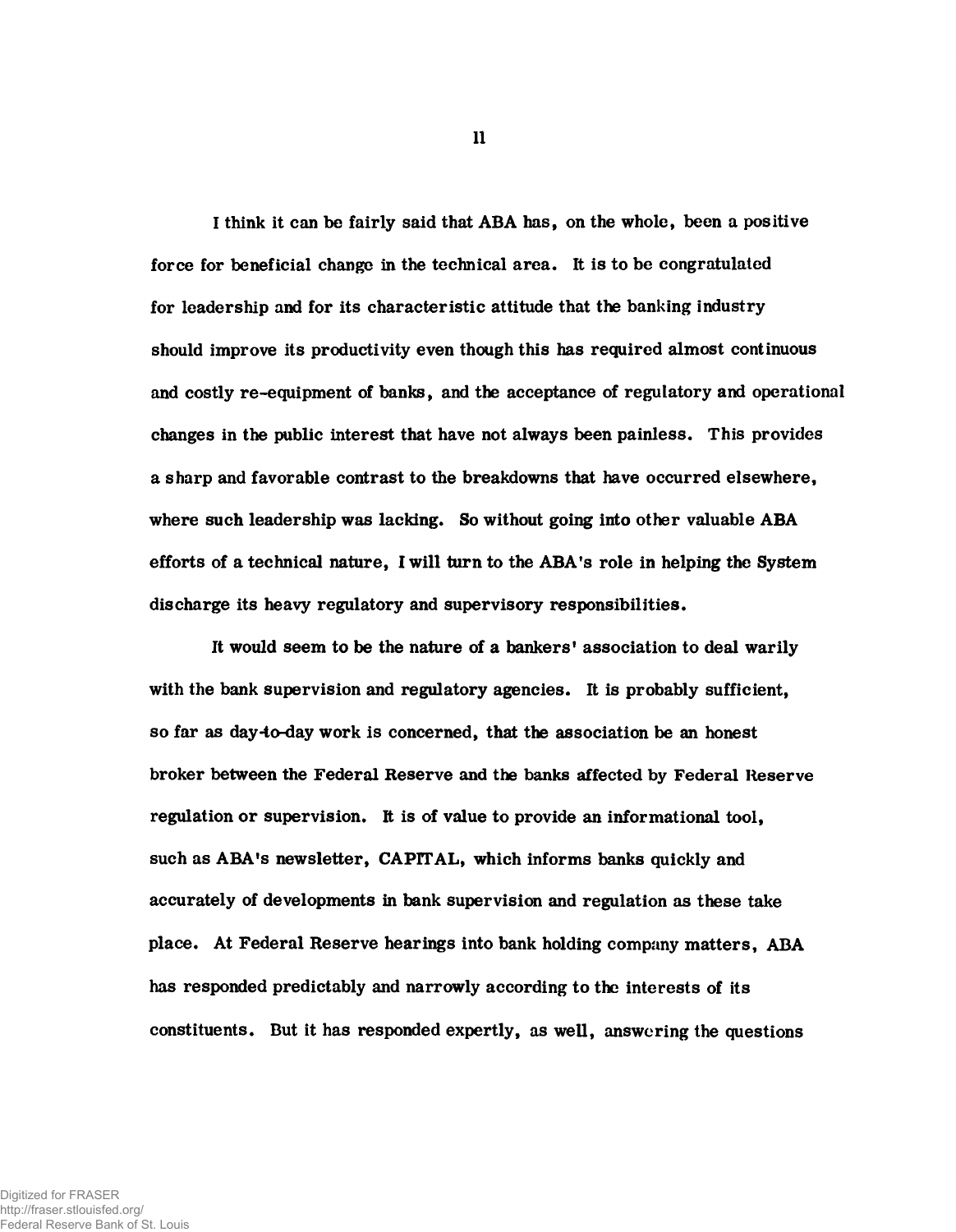I think it can be fairly said that ABA has, on the whole, been a positive force for beneficial change in the technical area. It is to be congratulated for leadership and for its characteristic attitude that the banking industry should improve its productivity even though this has required almost continuous and costly re-equipment of banks, and the acceptance of regulatory and operational changes in the public interest that have not always been painless. This provides a sharp and favorable contrast to the breakdowns that have occurred elsewhere, where such leadership was lacking. So without going into other valuable ABA efforts of a technical nature, I will turn to the ABA's role in helping the System discharge its heavy regulatory and supervisory responsibilities.

It would seem to be the nature of a bankers' association to deal warily with the bank supervision and regulatory agencies. It is probably sufficient, so far as day-to-day work is concerned, that the association be an honest broker between the Federal Reserve and the banks affected by Federal Reserve regulation or supervision. It is of value to provide an informational tool, such as ABA's newsletter, CAPITAL, which informs banks quickly and accurately of developments in bank supervision and regulation as these take place. At Federal Reserve hearings into bank holding company matters, ABA has responded predictably and narrowly according to the interests of its constituents. But it has responded expertly, as well, answering the questions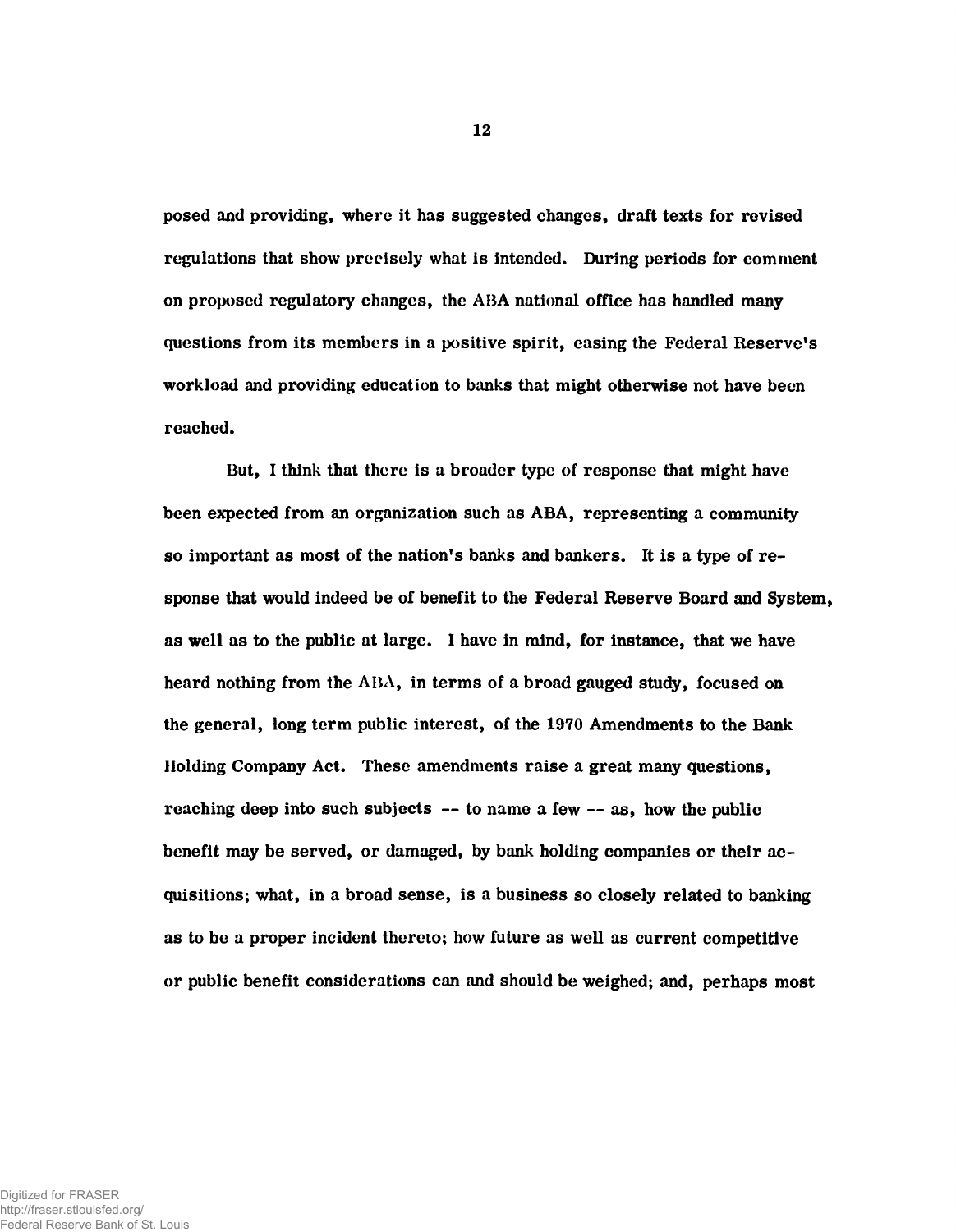posed and providing, where it has suggested changes, draft texts for revised regulations that show precisely what is intended. During periods for comment on proposed regulatory changes, the ABA national office has handled many questions from its members in a positive spirit, easing the Federal Reserve's workload and providing education to banks that might otherwise not have been reached.

But, I think that there is a broader type of response that might have been expected from an organization such as ABA, representing a community so important as most of the nation's banks and bankers. It is a type of response that would indeed be of benefit to the Federal Reserve Board and System, as well as to the public at large. I have in mind, for instance, that we have heard nothing from the ABA, in terms of a broad gauged study, focused on the general, long term public interest, of the 1970 Amendments to the Bank Holding Company Act. These amendments raise a great many questions, reaching deep into such subjects -- to name a few -- as, how the public benefit may be served, or damaged, by bank holding companies or their acquisitions; what, in a broad sense, is a business so closely related to banking as to be a proper incident thereto; how future as well as current competitive or public benefit considerations can and should be weighed; and, perhaps most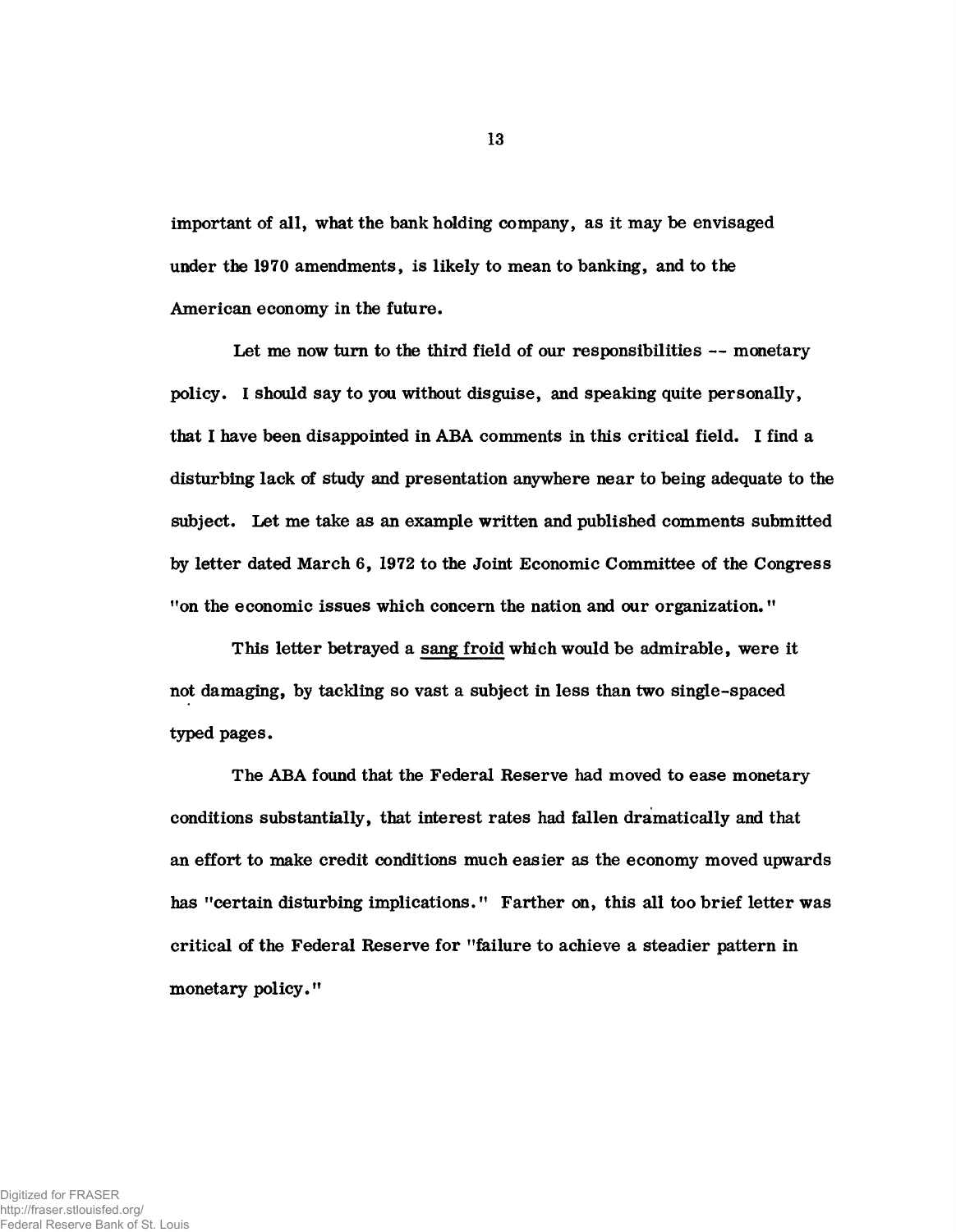important of all, what the bank holding company, as it may be envisaged under the 1970 amendments, is likely to mean to banking, and to the American economy in the future.

Let me now turn to the third field of our responsibilities -- monetary policy. I should say to you without disguise, and speaking quite personally, that I have been disappointed in ABA comments in this critical field. I find a disturbing lack of study and presentation anywhere near to being adequate to the subject. Let me take as an example written and published comments submitted by letter dated March 6, 1972 to the Joint Economic Committee of the Congress "on the economic issues which concern the nation and our organization."

This letter betrayed a <u>sang froid</u> which would be admirable, were it not damaging, by tackling so vast a subject in less than two single-spaced typed pages.

The ABA found that the Federal Reserve had moved to ease monetary conditions substantially, that interest rates had fallen dramatically and that an effort to make credit conditions much easier as the economy moved upwards has "certain disturbing implications." Farther on, this all too brief letter was critical of the Federal Reserve for "failure to achieve a steadier pattern in monetary policy."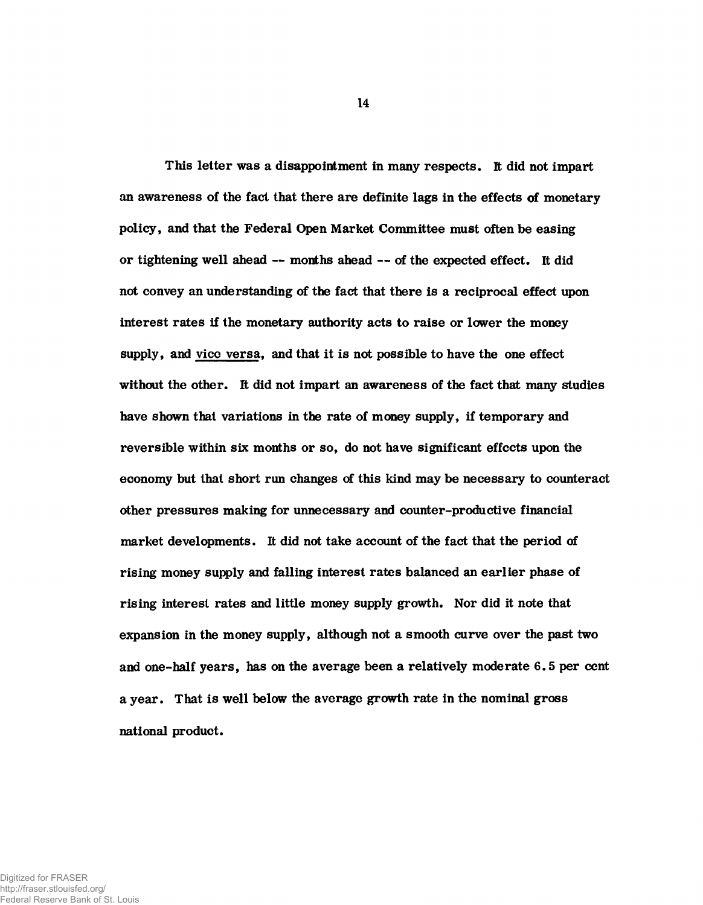This letter was a disappointment in many respects. It did not impart an awareness of the fact that there are definite lags in the effects of monetary policy, and that the Federal Open Market Committee must often be easing or tightening well ahead -- months ahead -- of the expected effect. It did not convey an understanding of the fact that there is a reciprocal effect upon interest rates if the monetary authority acts to raise or lower the money supply, and vice versa, and that it is not possible to have the one effect without the other. It did not impart an awareness of the fact that many studies have shown that variations in the rate of money supply, if temporary and reversible within six months or so, do not have significant effects upon the economy but that short run changes of this kind may be necessary to counteract other pressures making for unnecessary and counter-productive financial market developments. It did not take account of the fact that the period of rising money supply and falling interest rates balanced an earlier phase of rising interest rates and little money supply growth. Nor did it note that expansion in the money supply, although not a smooth curve over the past two and one-half years, has on the average been a relatively moderate 6.5 per cent a year. That is well below the average growth rate in the nominal gross national product.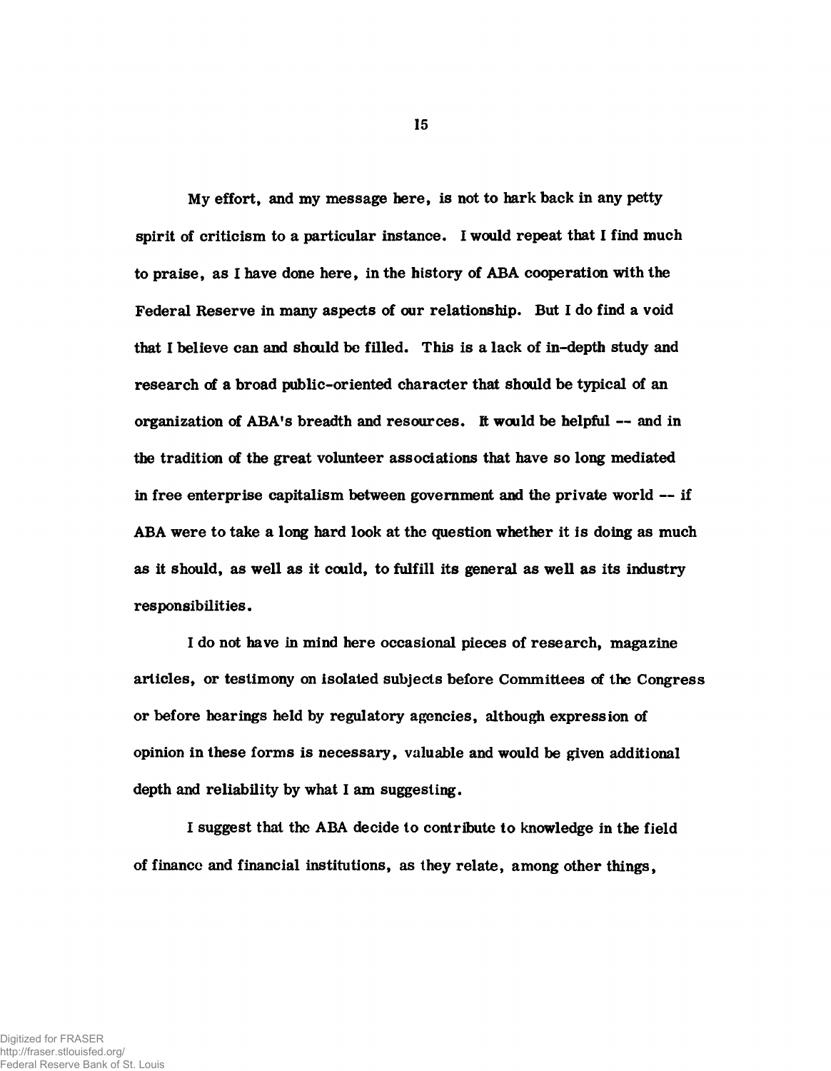My effort, and my message here, is not to hark back in any petty spirit of criticism to a particular instance. I would repeat that I find much to praise, as I have done here, in the history of ABA cooperation with the Federal Reserve in many aspects of our relationship. But I do find a void that I believe can and should be filled. This is a lack of in-depth study and research of a broad public-oriented character that should be typical of an organization of ABA's breadth and resources. It would be helpful -- and in the tradition of the great volunteer associations that have so long mediated in free enterprise capitalism between government and the private world -- if ABA were to take a long hard look at the question whether it is doing as much as it should, as well as it could, to fulfill its general as well as its industry responsibilities.

I do not have in mind here occasional pieces of research, magazine articles, or testimony on isolated subjects before Committees of the Congress or before hearings held by regulatory agencies, although expression of opinion in these forms is necessary, valuable and would be given additional depth and reliability by what I am suggesting.

I suggest that the ABA decide to contribute to knowledge in the field of finance and financial institutions, as they relate, among other things,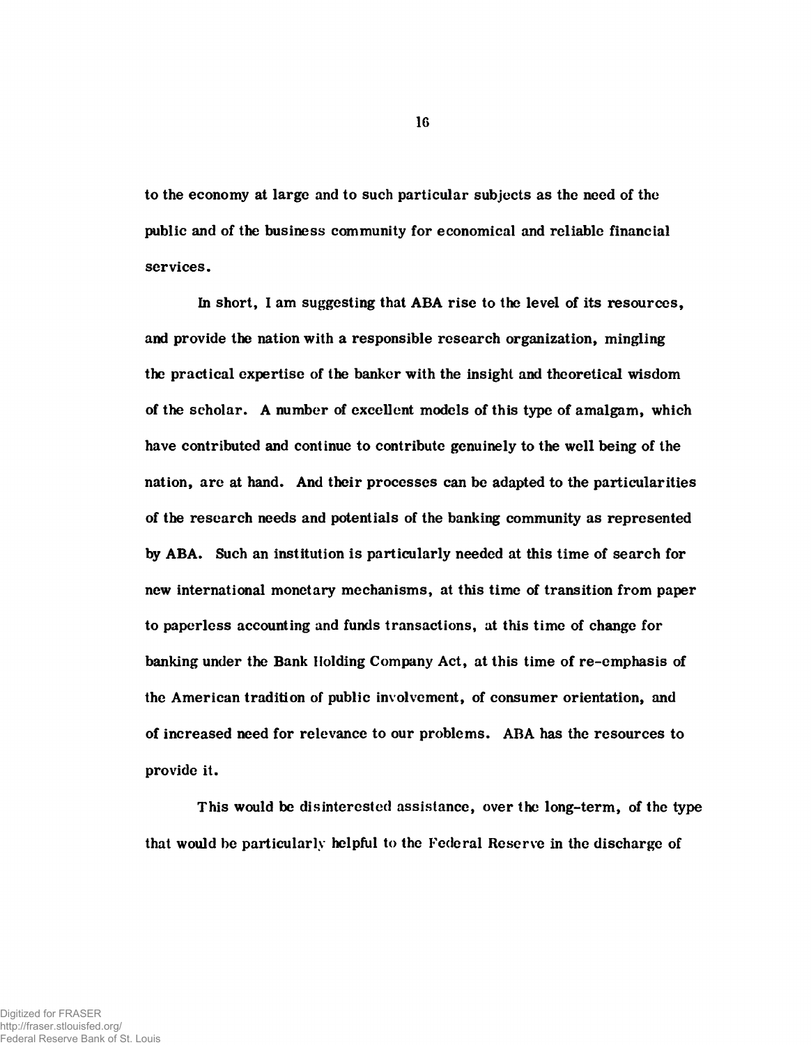to the economy at large and to such particular subjects as the need of the public and of the business community for economical and reliable financial services.

In short, I am suggesting that ABA rise to the level of its resources, and provide the nation with a responsible research organization, mingling the practical expertise of the banker with the insight and theoretical wisdom of the scholar. A number of excellent models of this type of amalgam, which have contributed and continue to contribute genuinely to the well being of the nation, are at hand. And their processes can be adapted to the particularities of the research needs and potentials of the banking community as represented by ABA. Such an institution is particularly needed at this time of search for new international monetary mechanisms, at this time of transition from paper to paperless accounting and funds transactions, at this time of change for banking under the Bank Holding Company Act, at this time of re-emphasis of the American tradition of public involvement, of consumer orientation, and of increased need for relevance to our problems. ABA has the resources to provide it.

This would be disinterested assistance, over the long-term, of the type that would be particularly helpful to the Federal Reserve in the discharge of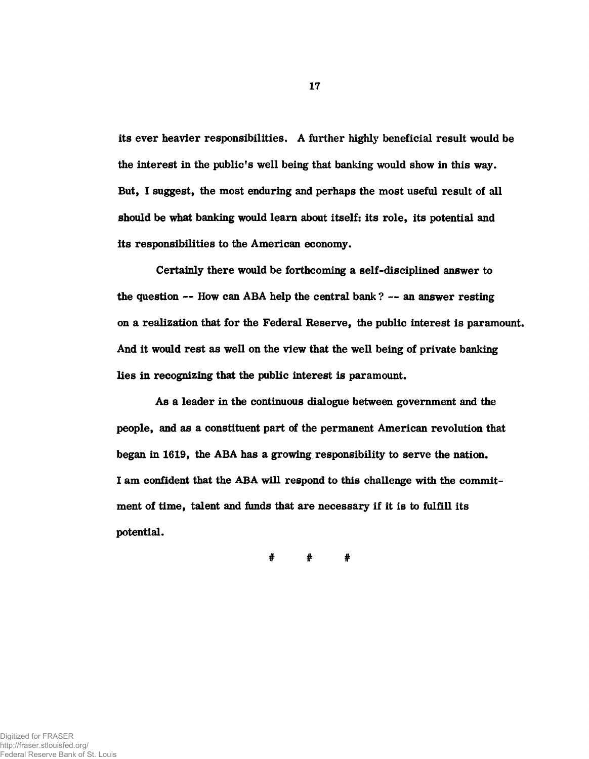its ever heavier responsibilities. A further highly beneficial result would be the interest in the public's well being that banking would show in this way. But, I suggest, the most enduring and perhaps the most useful result of all should be what banking would learn about itself: its role, its potential and its responsibilities to the American economy.

Certainly there would be forthcoming a self-disciplined answer to the question -- How can ABA help the central bank? -- an answer resting on a realization that for the Federal Reserve, the public interest is paramount. And it would rest as well on the view that the well being of private banking lies in recognizing that the public interest is paramount.

As a leader in the continuous dialogue between government and the people, and as a constituent part of the permanent American revolution that began in 1619, the ABA has a growing responsibility to serve the nation. I am confident that the ABA will respond to this challenge with the commitment of time, talent and funds that are necessary if it is to fulfill its potential.

# # #